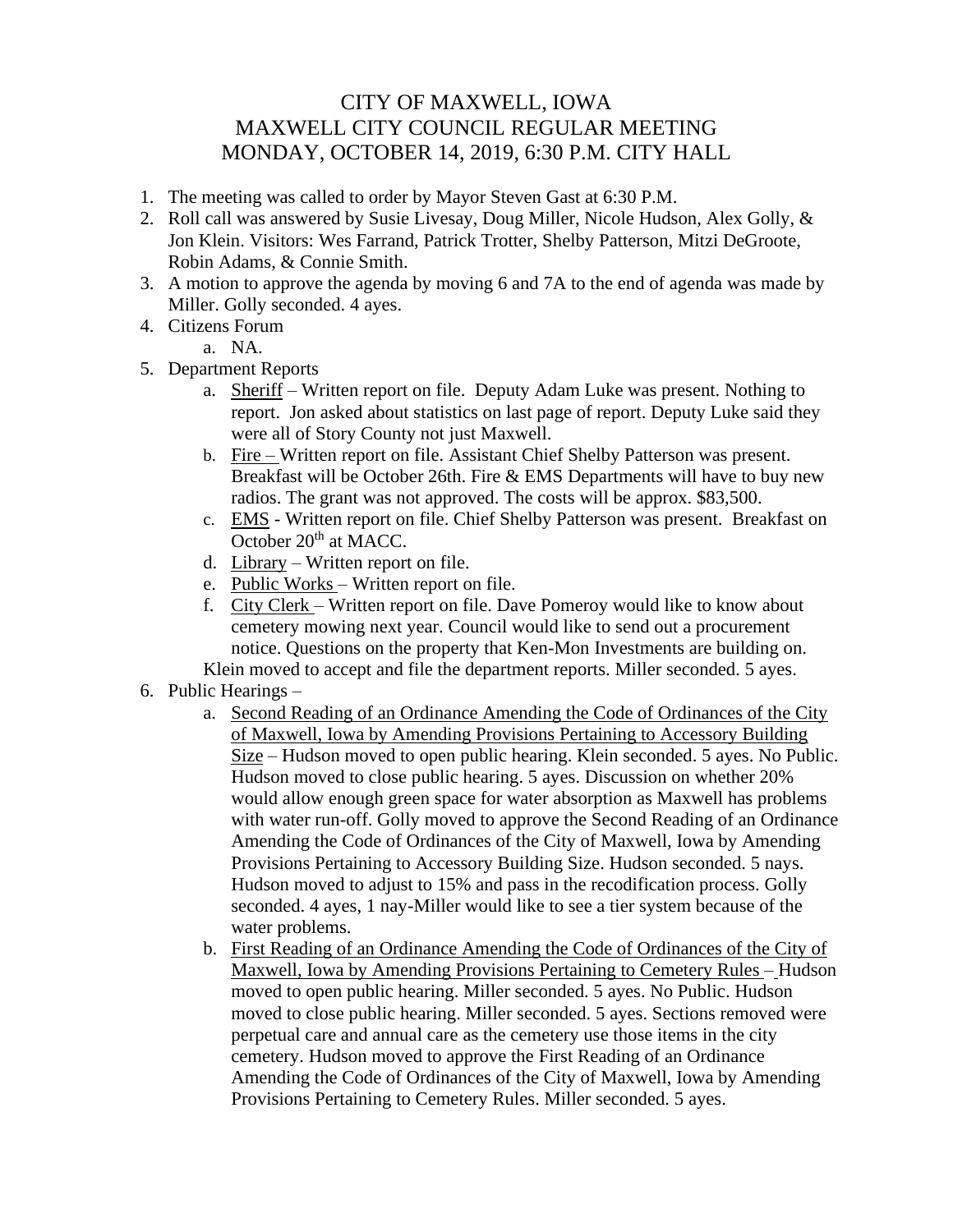# CITY OF MAXWELL, IOWA
# MAXWELL CITY COUNCIL REGULAR MEETING
# MONDAY, OCTOBER 14, 2019, 6:30 P.M. CITY HALL

1. The meeting was called to order by Mayor Steven Gast at 6:30 P.M.
2. Roll call was answered by Susie Livesay, Doug Miller, Nicole Hudson, Alex Golly, & Jon Klein. Visitors: Wes Farrand, Patrick Trotter, Shelby Patterson, Mitzi DeGroote, Robin Adams, & Connie Smith.
3. A motion to approve the agenda by moving 6 and 7A to the end of agenda was made by Miller. Golly seconded. 4 ayes.
4. Citizens Forum
   a. NA.
5. Department Reports
   a. Sheriff – Written report on file. Deputy Adam Luke was present. Nothing to report. Jon asked about statistics on last page of report. Deputy Luke said they were all of Story County not just Maxwell.
   b. Fire – Written report on file. Assistant Chief Shelby Patterson was present. Breakfast will be October 26th. Fire & EMS Departments will have to buy new radios. The grant was not approved. The costs will be approx. $83,500.
   c. EMS - Written report on file. Chief Shelby Patterson was present. Breakfast on October 20th at MACC.
   d. Library – Written report on file.
   e. Public Works – Written report on file.
   f. City Clerk – Written report on file. Dave Pomeroy would like to know about cemetery mowing next year. Council would like to send out a procurement notice. Questions on the property that Ken-Mon Investments are building on.

   Klein moved to accept and file the department reports. Miller seconded. 5 ayes.
6. Public Hearings –
   a. Second Reading of an Ordinance Amending the Code of Ordinances of the City of Maxwell, Iowa by Amending Provisions Pertaining to Accessory Building Size – Hudson moved to open public hearing. Klein seconded. 5 ayes. No Public. Hudson moved to close public hearing. 5 ayes. Discussion on whether 20% would allow enough green space for water absorption as Maxwell has problems with water run-off. Golly moved to approve the Second Reading of an Ordinance Amending the Code of Ordinances of the City of Maxwell, Iowa by Amending Provisions Pertaining to Accessory Building Size. Hudson seconded. 5 nays. Hudson moved to adjust to 15% and pass in the recodification process. Golly seconded. 4 ayes, 1 nay-Miller would like to see a tier system because of the water problems.
   b. First Reading of an Ordinance Amending the Code of Ordinances of the City of Maxwell, Iowa by Amending Provisions Pertaining to Cemetery Rules – Hudson moved to open public hearing. Miller seconded. 5 ayes. No Public. Hudson moved to close public hearing. Miller seconded. 5 ayes. Sections removed were perpetual care and annual care as the cemetery use those items in the city cemetery. Hudson moved to approve the First Reading of an Ordinance Amending the Code of Ordinances of the City of Maxwell, Iowa by Amending Provisions Pertaining to Cemetery Rules. Miller seconded. 5 ayes.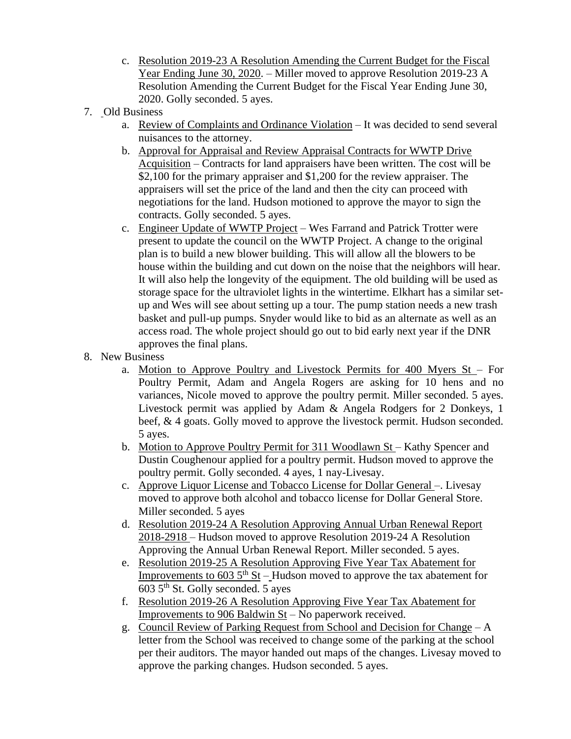c. <u>Resolution 2019-23 A Resolution Amending the Current Budget for the Fiscal Year Ending June 30, 2020</u>. – Miller moved to approve Resolution 2019-23 A Resolution Amending the Current Budget for the Fiscal Year Ending June 30, 2020. Golly seconded. 5 ayes.

7. Old Business
   a. <u>Review of Complaints and Ordinance Violation</u> – It was decided to send several nuisances to the attorney.
   b. <u>Approval for Appraisal and Review Appraisal Contracts for WWTP Drive Acquisition</u> – Contracts for land appraisers have been written. The cost will be $2,100 for the primary appraiser and $1,200 for the review appraiser. The appraisers will set the price of the land and then the city can proceed with negotiations for the land. Hudson motioned to approve the mayor to sign the contracts. Golly seconded. 5 ayes.
   c. <u>Engineer Update of WWTP Project</u> – Wes Farrand and Patrick Trotter were present to update the council on the WWTP Project. A change to the original plan is to build a new blower building. This will allow all the blowers to be house within the building and cut down on the noise that the neighbors will hear. It will also help the longevity of the equipment. The old building will be used as storage space for the ultraviolet lights in the wintertime. Elkhart has a similar set-up and Wes will see about setting up a tour. The pump station needs a new trash basket and pull-up pumps. Snyder would like to bid as an alternate as well as an access road. The whole project should go out to bid early next year if the DNR approves the final plans.

8. New Business
   a. <u>Motion to Approve Poultry and Livestock Permits for 400 Myers St</u> – For Poultry Permit, Adam and Angela Rogers are asking for 10 hens and no variances, Nicole moved to approve the poultry permit. Miller seconded. 5 ayes. Livestock permit was applied by Adam & Angela Rodgers for 2 Donkeys, 1 beef, & 4 goats. Golly moved to approve the livestock permit. Hudson seconded. 5 ayes.
   b. <u>Motion to Approve Poultry Permit for 311 Woodlawn St</u> – Kathy Spencer and Dustin Coughenour applied for a poultry permit. Hudson moved to approve the poultry permit. Golly seconded. 4 ayes, 1 nay-Livesay.
   c. <u>Approve Liquor License and Tobacco License for Dollar General</u> –. Livesay moved to approve both alcohol and tobacco license for Dollar General Store. Miller seconded. 5 ayes
   d. <u>Resolution 2019-24 A Resolution Approving Annual Urban Renewal Report 2018-2918</u> – Hudson moved to approve Resolution 2019-24 A Resolution Approving the Annual Urban Renewal Report. Miller seconded. 5 ayes.
   e. <u>Resolution 2019-25 A Resolution Approving Five Year Tax Abatement for Improvements to 603 5th St</u> – Hudson moved to approve the tax abatement for 603 5th St. Golly seconded. 5 ayes
   f. <u>Resolution 2019-26 A Resolution Approving Five Year Tax Abatement for Improvements to 906 Baldwin St</u> – No paperwork received.
   g. <u>Council Review of Parking Request from School and Decision for Change</u> – A letter from the School was received to change some of the parking at the school per their auditors. The mayor handed out maps of the changes. Livesay moved to approve the parking changes. Hudson seconded. 5 ayes.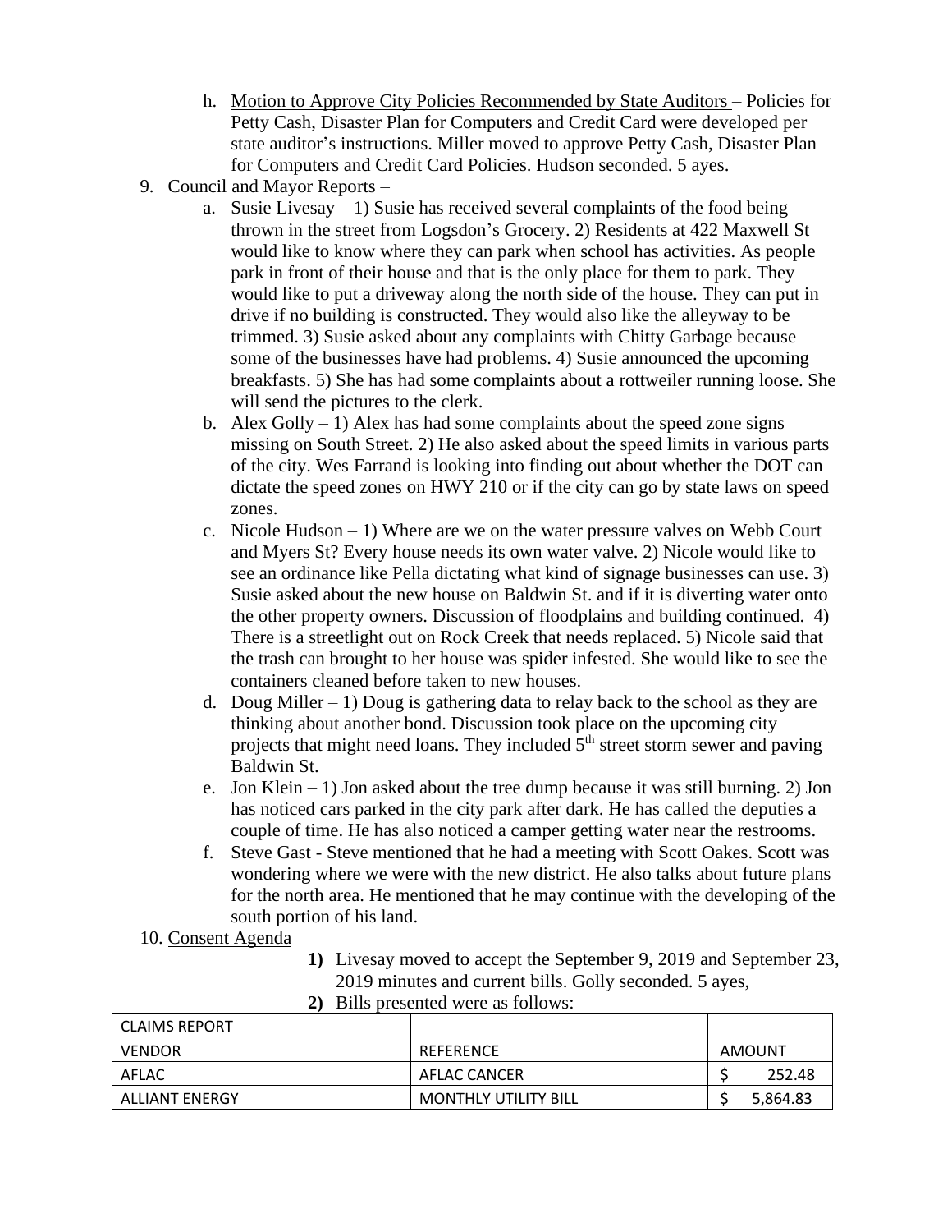h. Motion to Approve City Policies Recommended by State Auditors – Policies for Petty Cash, Disaster Plan for Computers and Credit Card were developed per state auditor's instructions. Miller moved to approve Petty Cash, Disaster Plan for Computers and Credit Card Policies. Hudson seconded. 5 ayes.

9. Council and Mayor Reports –
   a. Susie Livesay – 1) Susie has received several complaints of the food being thrown in the street from Logsdon's Grocery. 2) Residents at 422 Maxwell St would like to know where they can park when school has activities. As people park in front of their house and that is the only place for them to park. They would like to put a driveway along the north side of the house. They can put in drive if no building is constructed. They would also like the alleyway to be trimmed. 3) Susie asked about any complaints with Chitty Garbage because some of the businesses have had problems. 4) Susie announced the upcoming breakfasts. 5) She has had some complaints about a rottweiler running loose. She will send the pictures to the clerk.
   b. Alex Golly – 1) Alex has had some complaints about the speed zone signs missing on South Street. 2) He also asked about the speed limits in various parts of the city. Wes Farrand is looking into finding out about whether the DOT can dictate the speed zones on HWY 210 or if the city can go by state laws on speed zones.
   c. Nicole Hudson – 1) Where are we on the water pressure valves on Webb Court and Myers St? Every house needs its own water valve. 2) Nicole would like to see an ordinance like Pella dictating what kind of signage businesses can use. 3) Susie asked about the new house on Baldwin St. and if it is diverting water onto the other property owners. Discussion of floodplains and building continued. 4) There is a streetlight out on Rock Creek that needs replaced. 5) Nicole said that the trash can brought to her house was spider infested. She would like to see the containers cleaned before taken to new houses.
   d. Doug Miller – 1) Doug is gathering data to relay back to the school as they are thinking about another bond. Discussion took place on the upcoming city projects that might need loans. They included 5th street storm sewer and paving Baldwin St.
   e. Jon Klein – 1) Jon asked about the tree dump because it was still burning. 2) Jon has noticed cars parked in the city park after dark. He has called the deputies a couple of time. He has also noticed a camper getting water near the restrooms.
   f. Steve Gast - Steve mentioned that he had a meeting with Scott Oakes. Scott was wondering where we were with the new district. He also talks about future plans for the north area. He mentioned that he may continue with the developing of the south portion of his land.

10. Consent Agenda
   1) Livesay moved to accept the September 9, 2019 and September 23, 2019 minutes and current bills. Golly seconded. 5 ayes,
   2) Bills presented were as follows:

| CLAIMS REPORT | | |
|---|---|---|
| VENDOR | REFERENCE | AMOUNT |
| AFLAC | AFLAC CANCER | $ 252.48 |
| ALLIANT ENERGY | MONTHLY UTILITY BILL | $ 5,864.83 |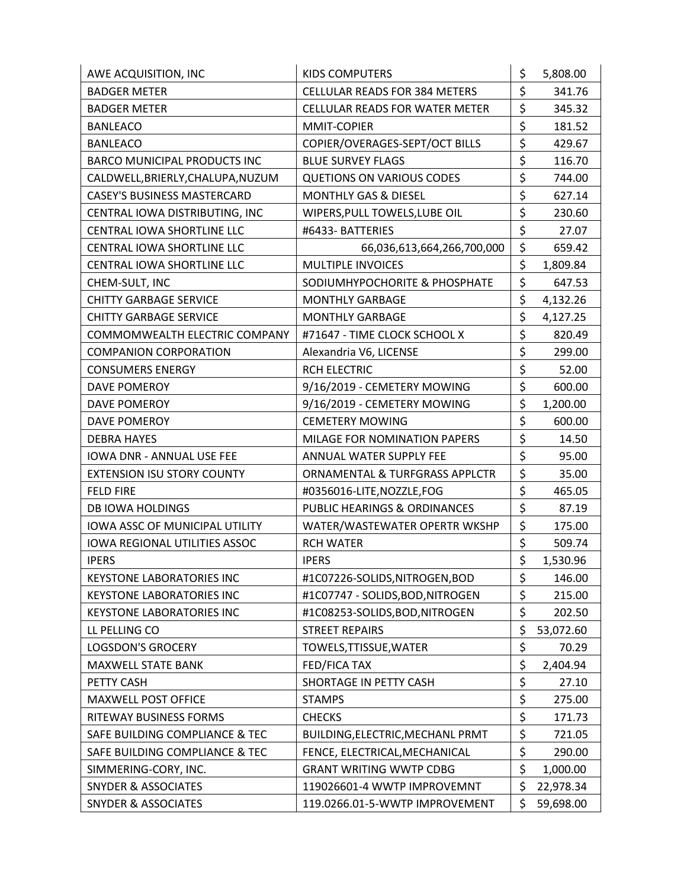| | | |
|---|---|---|
| AWE ACQUISITION, INC | KIDS COMPUTERS | $ 5,808.00 |
| BADGER METER | CELLULAR READS FOR 384 METERS | $ 341.76 |
| BADGER METER | CELLULAR READS FOR WATER METER | $ 345.32 |
| BANLEACO | MMIT-COPIER | $ 181.52 |
| BANLEACO | COPIER/OVERAGES-SEPT/OCT BILLS | $ 429.67 |
| BARCO MUNICIPAL PRODUCTS INC | BLUE SURVEY FLAGS | $ 116.70 |
| CALDWELL,BRIERLY,CHALUPA,NUZUM | QUETIONS ON VARIOUS CODES | $ 744.00 |
| CASEY'S BUSINESS MASTERCARD | MONTHLY GAS & DIESEL | $ 627.14 |
| CENTRAL IOWA DISTRIBUTING, INC | WIPERS,PULL TOWELS,LUBE OIL | $ 230.60 |
| CENTRAL IOWA SHORTLINE LLC | #6433- BATTERIES | $ 27.07 |
| CENTRAL IOWA SHORTLINE LLC | 66,036,613,664,266,700,000 | $ 659.42 |
| CENTRAL IOWA SHORTLINE LLC | MULTIPLE INVOICES | $ 1,809.84 |
| CHEM-SULT, INC | SODIUMHYPOCHORITE & PHOSPHATE | $ 647.53 |
| CHITTY GARBAGE SERVICE | MONTHLY GARBAGE | $ 4,132.26 |
| CHITTY GARBAGE SERVICE | MONTHLY GARBAGE | $ 4,127.25 |
| COMMOMWEALTH ELECTRIC COMPANY | #71647 - TIME CLOCK SCHOOL X | $ 820.49 |
| COMPANION CORPORATION | Alexandria V6, LICENSE | $ 299.00 |
| CONSUMERS ENERGY | RCH ELECTRIC | $ 52.00 |
| DAVE POMEROY | 9/16/2019 - CEMETERY MOWING | $ 600.00 |
| DAVE POMEROY | 9/16/2019 - CEMETERY MOWING | $ 1,200.00 |
| DAVE POMEROY | CEMETERY MOWING | $ 600.00 |
| DEBRA HAYES | MILAGE FOR NOMINATION PAPERS | $ 14.50 |
| IOWA DNR - ANNUAL USE FEE | ANNUAL WATER SUPPLY FEE | $ 95.00 |
| EXTENSION ISU STORY COUNTY | ORNAMENTAL & TURFGRASS APPLCTR | $ 35.00 |
| FELD FIRE | #0356016-LITE,NOZZLE,FOG | $ 465.05 |
| DB IOWA HOLDINGS | PUBLIC HEARINGS & ORDINANCES | $ 87.19 |
| IOWA ASSC OF MUNICIPAL UTILITY | WATER/WASTEWATER OPERTR WKSHP | $ 175.00 |
| IOWA REGIONAL UTILITIES ASSOC | RCH WATER | $ 509.74 |
| IPERS | IPERS | $ 1,530.96 |
| KEYSTONE LABORATORIES INC | #1C07226-SOLIDS,NITROGEN,BOD | $ 146.00 |
| KEYSTONE LABORATORIES INC | #1C07747 - SOLIDS,BOD,NITROGEN | $ 215.00 |
| KEYSTONE LABORATORIES INC | #1C08253-SOLIDS,BOD,NITROGEN | $ 202.50 |
| LL PELLING CO | STREET REPAIRS | $ 53,072.60 |
| LOGSDON'S GROCERY | TOWELS,TTISSUE,WATER | $ 70.29 |
| MAXWELL STATE BANK | FED/FICA TAX | $ 2,404.94 |
| PETTY CASH | SHORTAGE IN PETTY CASH | $ 27.10 |
| MAXWELL POST OFFICE | STAMPS | $ 275.00 |
| RITEWAY BUSINESS FORMS | CHECKS | $ 171.73 |
| SAFE BUILDING COMPLIANCE & TEC | BUILDING,ELECTRIC,MECHANL PRMT | $ 721.05 |
| SAFE BUILDING COMPLIANCE & TEC | FENCE, ELECTRICAL,MECHANICAL | $ 290.00 |
| SIMMERING-CORY, INC. | GRANT WRITING WWTP CDBG | $ 1,000.00 |
| SNYDER & ASSOCIATES | 119026601-4 WWTP IMPROVEMNT | $ 22,978.34 |
| SNYDER & ASSOCIATES | 119.0266.01-5-WWTP IMPROVEMENT | $ 59,698.00 |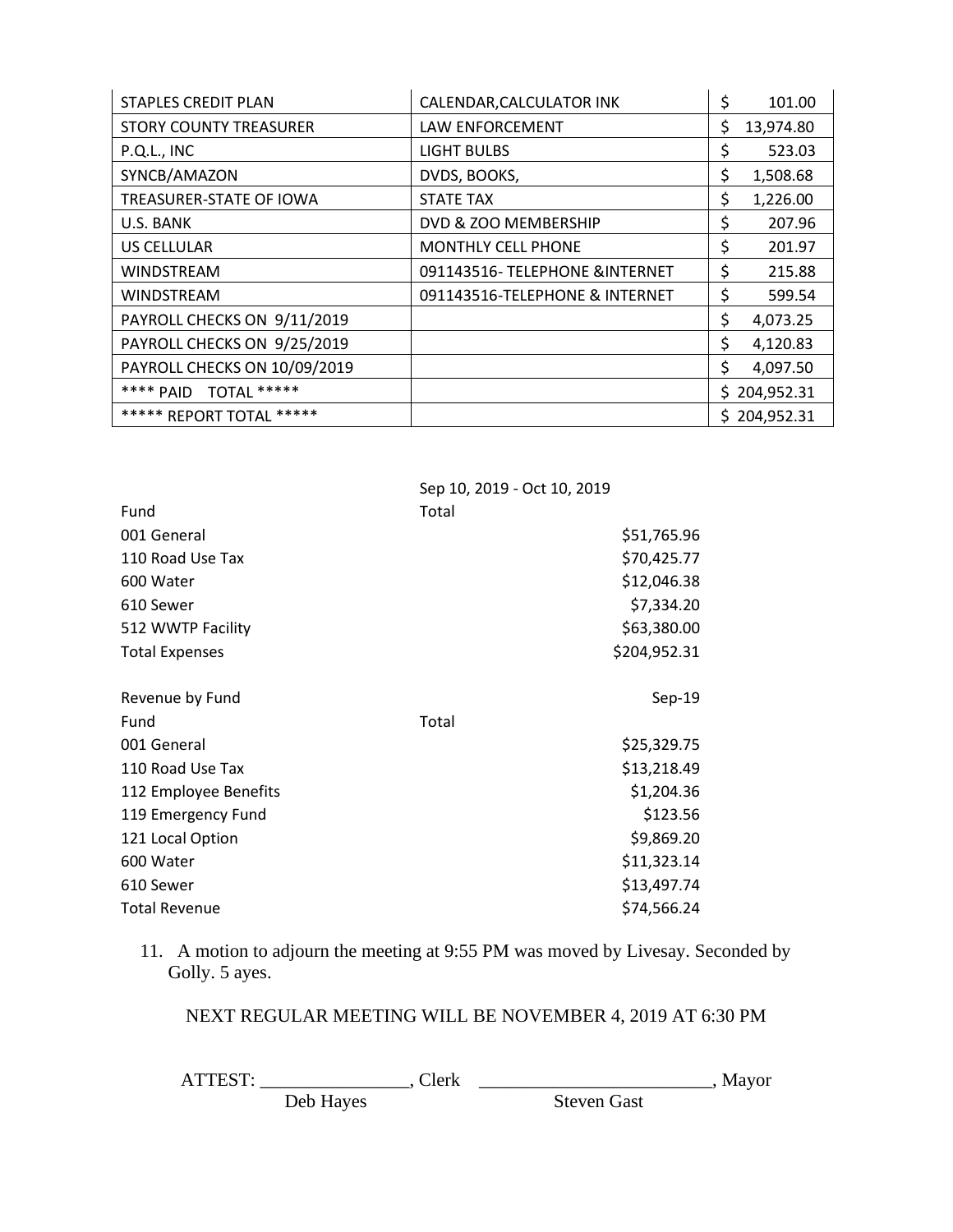| | | |
|---|---|---|
| STAPLES CREDIT PLAN | CALENDAR,CALCULATOR INK | $ 101.00 |
| STORY COUNTY TREASURER | LAW ENFORCEMENT | $ 13,974.80 |
| P.Q.L., INC | LIGHT BULBS | $ 523.03 |
| SYNCB/AMAZON | DVDS, BOOKS, | $ 1,508.68 |
| TREASURER-STATE OF IOWA | STATE TAX | $ 1,226.00 |
| U.S. BANK | DVD & ZOO MEMBERSHIP | $ 207.96 |
| US CELLULAR | MONTHLY CELL PHONE | $ 201.97 |
| WINDSTREAM | 091143516- TELEPHONE &INTERNET | $ 215.88 |
| WINDSTREAM | 091143516-TELEPHONE & INTERNET | $ 599.54 |
| PAYROLL CHECKS ON 9/11/2019 | | $ 4,073.25 |
| PAYROLL CHECKS ON 9/25/2019 | | $ 4,120.83 |
| PAYROLL CHECKS ON 10/09/2019 | | $ 4,097.50 |
| **** PAID TOTAL ***** | | $ 204,952.31 |
| ***** REPORT TOTAL ***** | | $ 204,952.31 |

| | Sep 10, 2019 - Oct 10, 2019 |
|---|---|
| Fund | Total |
| 001 General | $51,765.96 |
| 110 Road Use Tax | $70,425.77 |
| 600 Water | $12,046.38 |
| 610 Sewer | $7,334.20 |
| 512 WWTP Facility | $63,380.00 |
| Total Expenses | $204,952.31 |

| Revenue by Fund | Sep-19 |
|---|---|
| Fund | Total |
| 001 General | $25,329.75 |
| 110 Road Use Tax | $13,218.49 |
| 112 Employee Benefits | $1,204.36 |
| 119 Emergency Fund | $123.56 |
| 121 Local Option | $9,869.20 |
| 600 Water | $11,323.14 |
| 610 Sewer | $13,497.74 |
| Total Revenue | $74,566.24 |

11. A motion to adjourn the meeting at 9:55 PM was moved by Livesay. Seconded by Golly. 5 ayes.

NEXT REGULAR MEETING WILL BE NOVEMBER 4, 2019 AT 6:30 PM

ATTEST: ________________, Clerk　　_________________________, Mayor

Deb Hayes　　　　　　　　Steven Gast